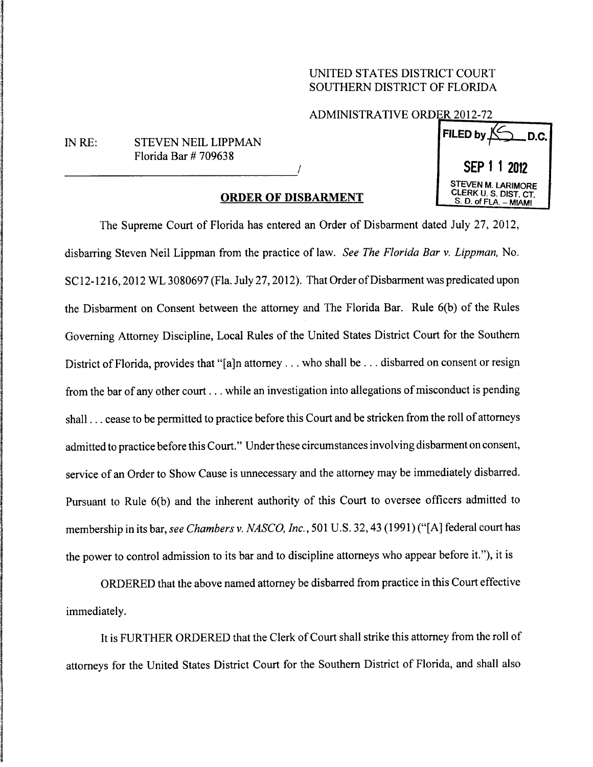UNITED STATES DISTRICT COURT
SOUTHERN DISTRICT OF FLORIDA

ADMINISTRATIVE ORDER 2012-72

FILED by KS D.C.
SEP 1 1 2012
STEVEN M. LARIMORE
CLERK U. S. DIST. CT.
S. D. of FLA. – MIAMI

IN RE: STEVEN NEIL LIPPMAN
Florida Bar # 709638

______________________________________/

## ORDER OF DISBARMENT

The Supreme Court of Florida has entered an Order of Disbarment dated July 27, 2012, disbarring Steven Neil Lippman from the practice of law. *See The Florida Bar v. Lippman*, No. SC12-1216, 2012 WL 3080697 (Fla. July 27, 2012). That Order of Disbarment was predicated upon the Disbarment on Consent between the attorney and The Florida Bar. Rule 6(b) of the Rules Governing Attorney Discipline, Local Rules of the United States District Court for the Southern District of Florida, provides that "[a]n attorney . . . who shall be . . . disbarred on consent or resign from the bar of any other court . . . while an investigation into allegations of misconduct is pending shall . . . cease to be permitted to practice before this Court and be stricken from the roll of attorneys admitted to practice before this Court." Under these circumstances involving disbarment on consent, service of an Order to Show Cause is unnecessary and the attorney may be immediately disbarred. Pursuant to Rule 6(b) and the inherent authority of this Court to oversee officers admitted to membership in its bar, *see Chambers v. NASCO, Inc.*, 501 U.S. 32, 43 (1991) ("[A] federal court has the power to control admission to its bar and to discipline attorneys who appear before it."), it is

ORDERED that the above named attorney be disbarred from practice in this Court effective immediately.

It is FURTHER ORDERED that the Clerk of Court shall strike this attorney from the roll of attorneys for the United States District Court for the Southern District of Florida, and shall also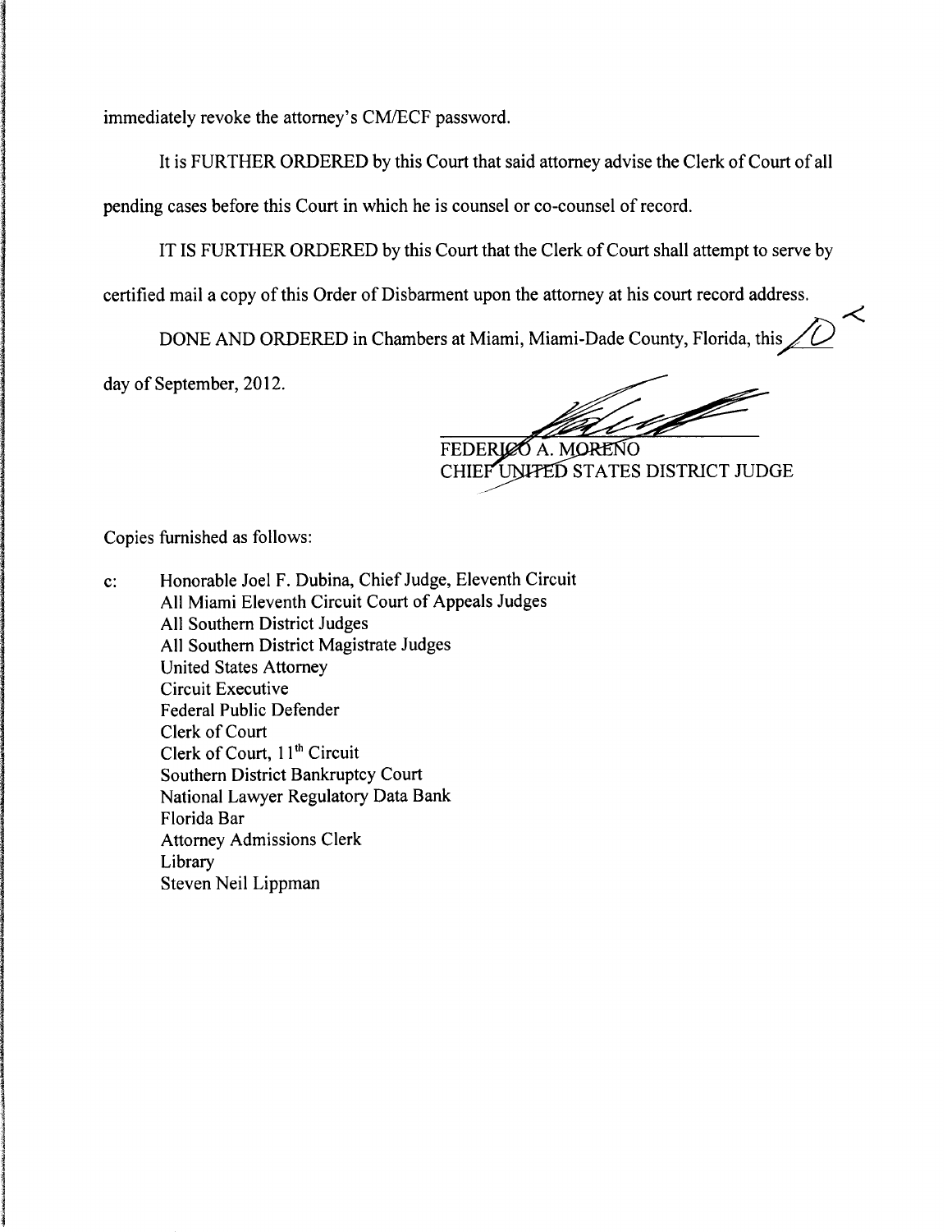immediately revoke the attorney's CM/ECF password.

It is FURTHER ORDERED by this Court that said attorney advise the Clerk of Court of all pending cases before this Court in which he is counsel or co-counsel of record.

IT IS FURTHER ORDERED by this Court that the Clerk of Court shall attempt to serve by certified mail a copy of this Order of Disbarment upon the attorney at his court record address.

DONE AND ORDERED in Chambers at Miami, Miami-Dade County, Florida, this 10 day of September, 2012.

FEDERICO A. MORENO
CHIEF UNITED STATES DISTRICT JUDGE

Copies furnished as follows:

c: Honorable Joel F. Dubina, Chief Judge, Eleventh Circuit
All Miami Eleventh Circuit Court of Appeals Judges
All Southern District Judges
All Southern District Magistrate Judges
United States Attorney
Circuit Executive
Federal Public Defender
Clerk of Court
Clerk of Court, 11th Circuit
Southern District Bankruptcy Court
National Lawyer Regulatory Data Bank
Florida Bar
Attorney Admissions Clerk
Library
Steven Neil Lippman